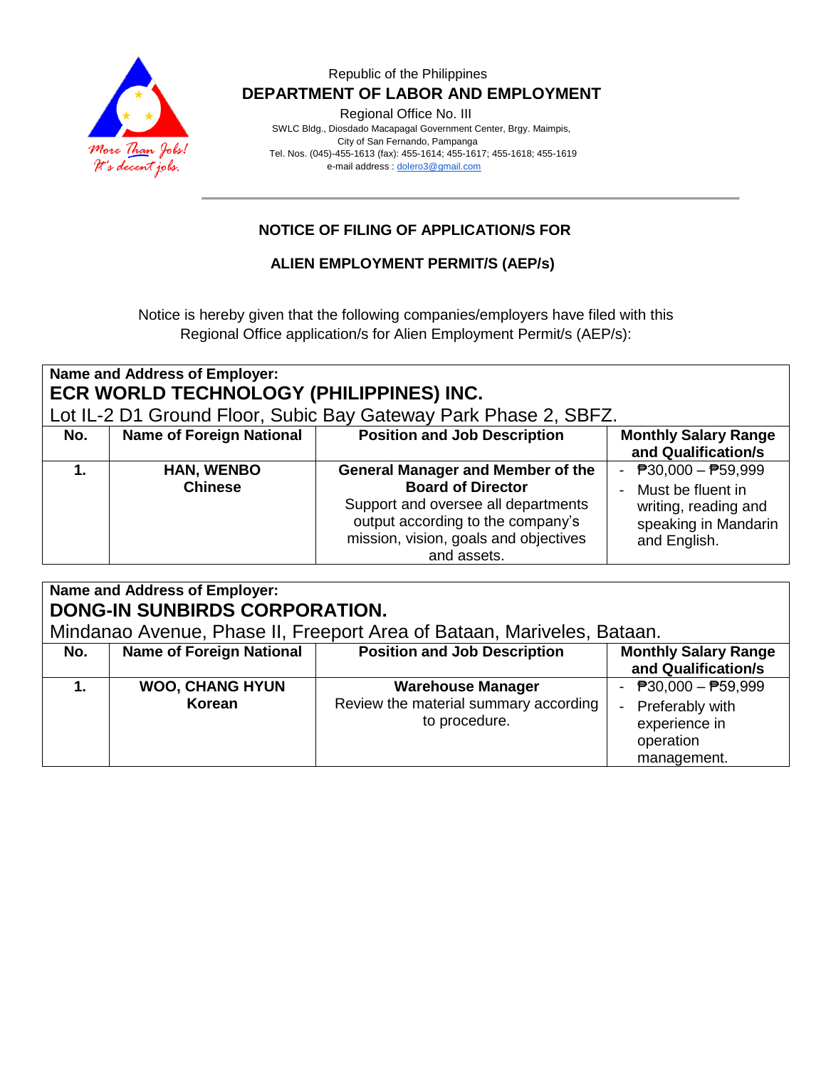Republic of the Philippines

**DEPARTMENT OF LABOR AND EMPLOYMENT**

Regional Office No. III

SWLC Bldg., Diosdado Macapagal Government Center, Brgy. Maimpis,
City of San Fernando, Pampanga
Tel. Nos. (045)-455-1613 (fax): 455-1614; 455-1617; 455-1618; 455-1619
e-mail address : dolero3@gmail.com

## NOTICE OF FILING OF APPLICATION/S FOR

## ALIEN EMPLOYMENT PERMIT/S (AEP/s)

Notice is hereby given that the following companies/employers have filed with this Regional Office application/s for Alien Employment Permit/s (AEP/s):

**Name and Address of Employer:**
**ECR WORLD TECHNOLOGY (PHILIPPINES) INC.**
Lot IL-2 D1 Ground Floor, Subic Bay Gateway Park Phase 2, SBFZ.

| No. | Name of Foreign National | Position and Job Description | Monthly Salary Range and Qualification/s |
|---|---|---|---|
| **1.** | **HAN, WENBO**<br>**Chinese** | **General Manager and Member of the Board of Director**<br>Support and oversee all departments output according to the company's mission, vision, goals and objectives and assets. | - ₱30,000 – ₱59,999<br>- Must be fluent in writing, reading and speaking in Mandarin and English. |

**Name and Address of Employer:**
**DONG-IN SUNBIRDS CORPORATION.**
Mindanao Avenue, Phase II, Freeport Area of Bataan, Mariveles, Bataan.

| No. | Name of Foreign National | Position and Job Description | Monthly Salary Range and Qualification/s |
|---|---|---|---|
| **1.** | **WOO, CHANG HYUN**<br>**Korean** | **Warehouse Manager**<br>Review the material summary according to procedure. | - ₱30,000 – ₱59,999<br>- Preferably with experience in operation management. |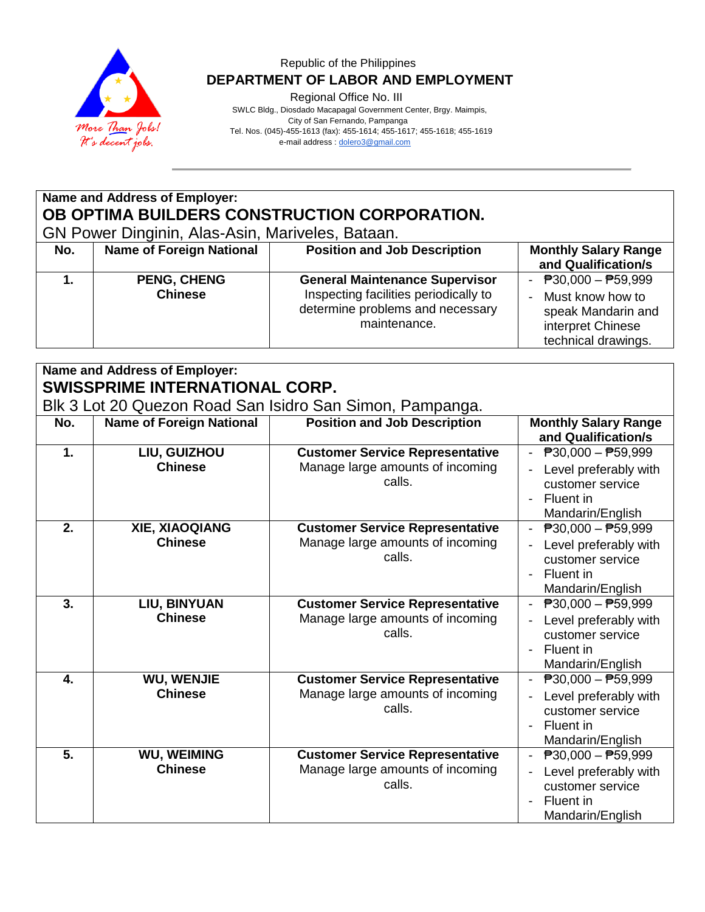Republic of the Philippines
**DEPARTMENT OF LABOR AND EMPLOYMENT**
Regional Office No. III
SWLC Bldg., Diosdado Macapagal Government Center, Brgy. Maimpis,
City of San Fernando, Pampanga
Tel. Nos. (045)-455-1613 (fax): 455-1614; 455-1617; 455-1618; 455-1619
e-mail address : dolero3@gmail.com

**Name and Address of Employer:**
**OB OPTIMA BUILDERS CONSTRUCTION CORPORATION.**
GN Power Dinginin, Alas-Asin, Mariveles, Bataan.

| No. | Name of Foreign National | Position and Job Description | Monthly Salary Range and Qualification/s |
|---|---|---|---|
| 1. | **PENG, CHENG**<br>**Chinese** | **General Maintenance Supervisor**<br>Inspecting facilities periodically to determine problems and necessary maintenance. | - ₱30,000 – ₱59,999<br>- Must know how to speak Mandarin and interpret Chinese technical drawings. |

**Name and Address of Employer:**
**SWISSPRIME INTERNATIONAL CORP.**
Blk 3 Lot 20 Quezon Road San Isidro San Simon, Pampanga.

| No. | Name of Foreign National | Position and Job Description | Monthly Salary Range and Qualification/s |
|---|---|---|---|
| 1. | **LIU, GUIZHOU**<br>**Chinese** | **Customer Service Representative**<br>Manage large amounts of incoming calls. | - ₱30,000 – ₱59,999<br>- Level preferably with customer service<br>- Fluent in Mandarin/English |
| 2. | **XIE, XIAOQIANG**<br>**Chinese** | **Customer Service Representative**<br>Manage large amounts of incoming calls. | - ₱30,000 – ₱59,999<br>- Level preferably with customer service<br>- Fluent in Mandarin/English |
| 3. | **LIU, BINYUAN**<br>**Chinese** | **Customer Service Representative**<br>Manage large amounts of incoming calls. | - ₱30,000 – ₱59,999<br>- Level preferably with customer service<br>- Fluent in Mandarin/English |
| 4. | **WU, WENJIE**<br>**Chinese** | **Customer Service Representative**<br>Manage large amounts of incoming calls. | - ₱30,000 – ₱59,999<br>- Level preferably with customer service<br>- Fluent in Mandarin/English |
| 5. | **WU, WEIMING**<br>**Chinese** | **Customer Service Representative**<br>Manage large amounts of incoming calls. | - ₱30,000 – ₱59,999<br>- Level preferably with customer service<br>- Fluent in Mandarin/English |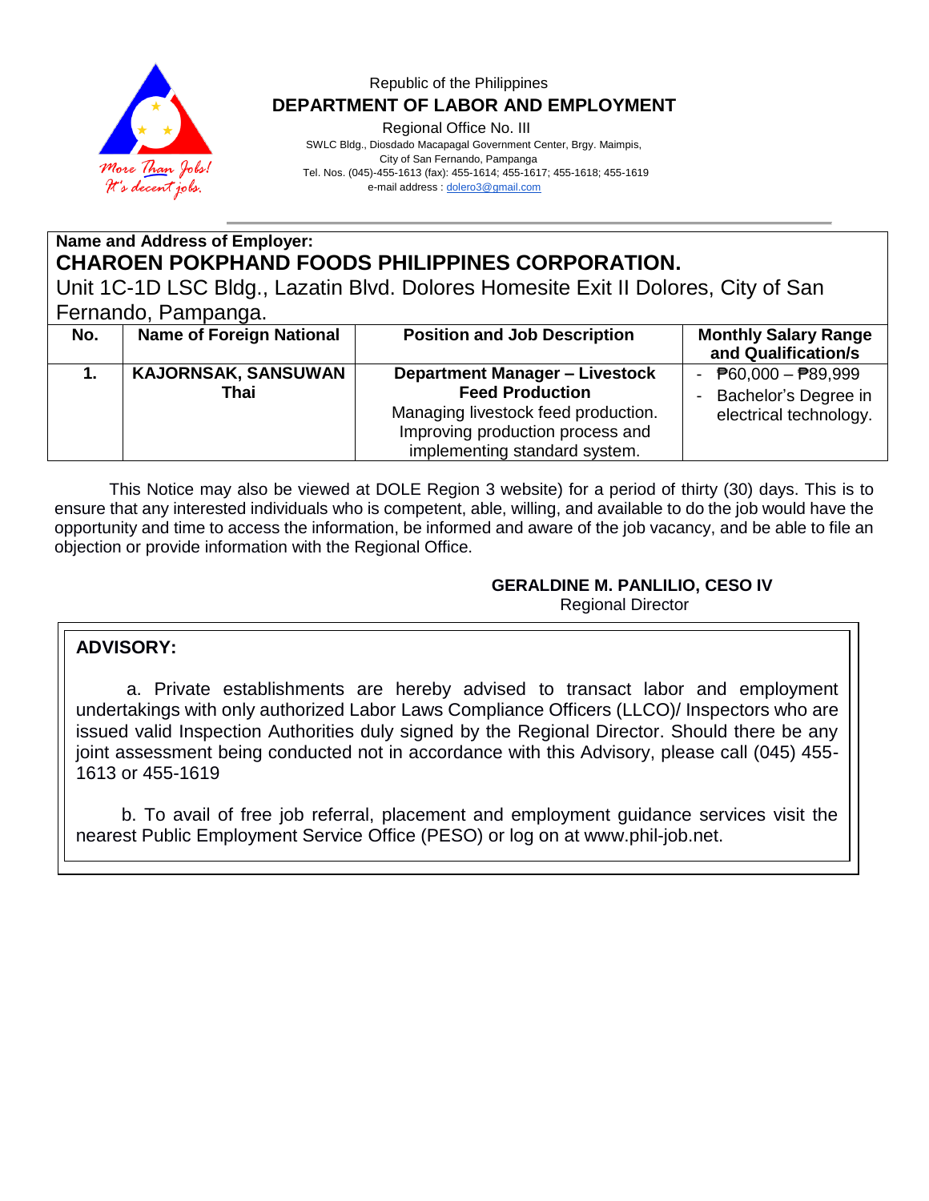Republic of the Philippines

**DEPARTMENT OF LABOR AND EMPLOYMENT**

Regional Office No. III

SWLC Bldg., Diosdado Macapagal Government Center, Brgy. Maimpis,
City of San Fernando, Pampanga
Tel. Nos. (045)-455-1613 (fax): 455-1614; 455-1617; 455-1618; 455-1619
e-mail address : dolero3@gmail.com

**Name and Address of Employer:**

**CHAROEN POKPHAND FOODS PHILIPPINES CORPORATION.**

Unit 1C-1D LSC Bldg., Lazatin Blvd. Dolores Homesite Exit II Dolores, City of San Fernando, Pampanga.

| No. | Name of Foreign National | Position and Job Description | Monthly Salary Range and Qualification/s |
|---|---|---|---|
| **1.** | **KAJORNSAK, SANSUWAN** **Thai** | **Department Manager – Livestock Feed Production** Managing livestock feed production. Improving production process and implementing standard system. | - ₱60,000 – ₱89,999 - Bachelor's Degree in electrical technology. |

This Notice may also be viewed at DOLE Region 3 website) for a period of thirty (30) days. This is to ensure that any interested individuals who is competent, able, willing, and available to do the job would have the opportunity and time to access the information, be informed and aware of the job vacancy, and be able to file an objection or provide information with the Regional Office.

**GERALDINE M. PANLILIO, CESO IV**
Regional Director

**ADVISORY:**

a. Private establishments are hereby advised to transact labor and employment undertakings with only authorized Labor Laws Compliance Officers (LLCO)/ Inspectors who are issued valid Inspection Authorities duly signed by the Regional Director. Should there be any joint assessment being conducted not in accordance with this Advisory, please call (045) 455-1613 or 455-1619

b. To avail of free job referral, placement and employment guidance services visit the nearest Public Employment Service Office (PESO) or log on at www.phil-job.net.